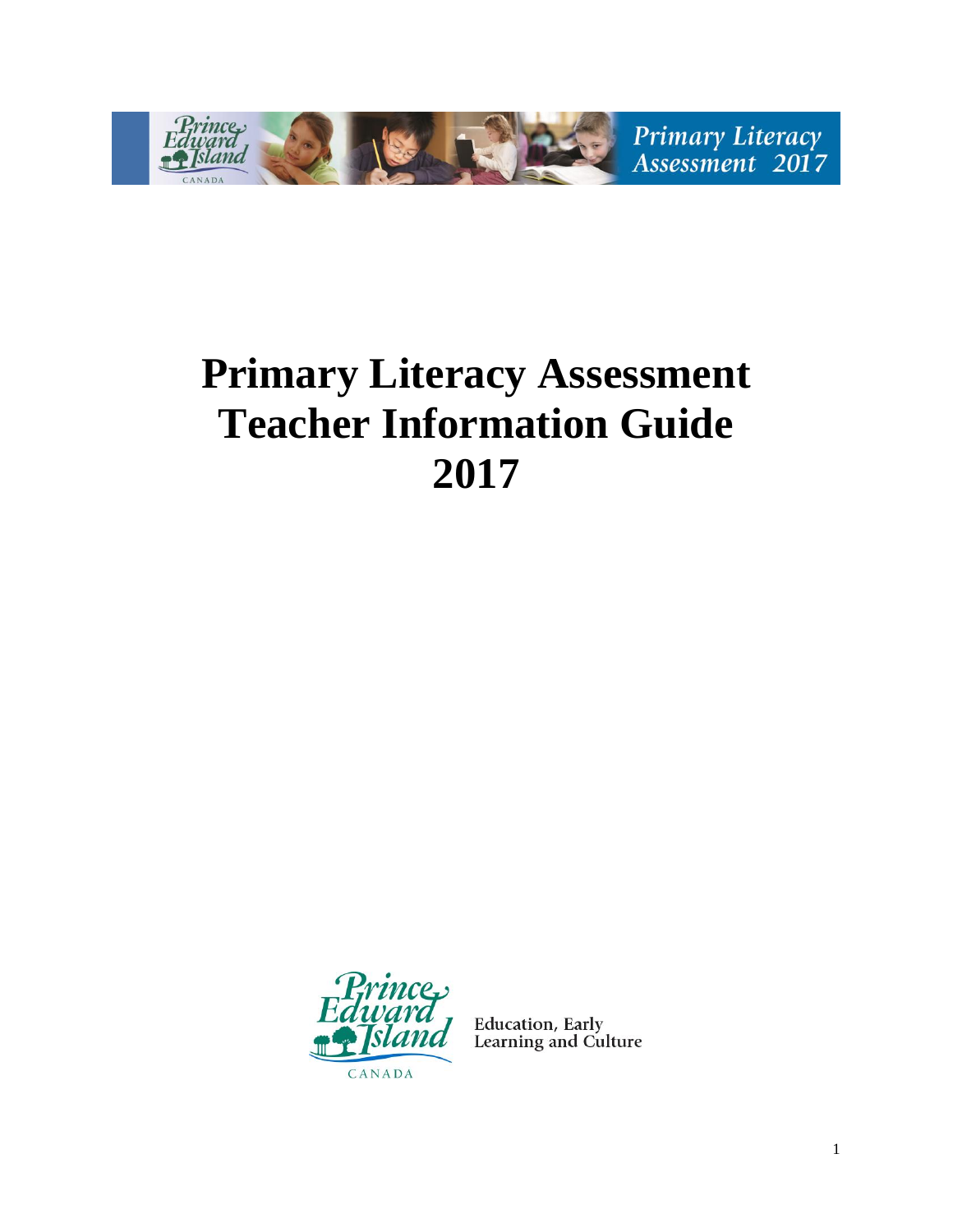Primary Literacy Assessment 2017

# Primary Literacy Assessment Teacher Information Guide 2017

Education, Early Learning and Culture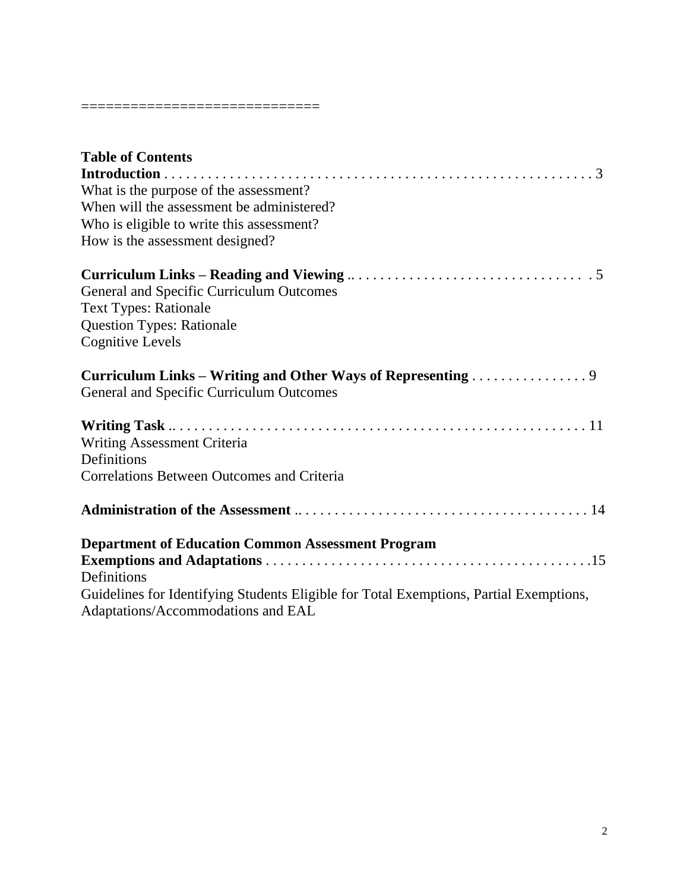============================

## Table of Contents

**Introduction** . . . . . . . . . . . . . . . . . . . . . . . . . . . . . . . . . . . . . . . . . . . . . . . . . . . . . . . . . . . 3

What is the purpose of the assessment?
When will the assessment be administered?
Who is eligible to write this assessment?
How is the assessment designed?

**Curriculum Links – Reading and Viewing** .. . . . . . . . . . . . . . . . . . . . . . . . . . . . . . . . 5

General and Specific Curriculum Outcomes
Text Types: Rationale
Question Types: Rationale
Cognitive Levels

**Curriculum Links – Writing and Other Ways of Representing** . . . . . . . . . . . . . . . . 9

General and Specific Curriculum Outcomes

**Writing Task** .. . . . . . . . . . . . . . . . . . . . . . . . . . . . . . . . . . . . . . . . . . . . . . . . . . . . . . . . . 11

Writing Assessment Criteria
Definitions
Correlations Between Outcomes and Criteria

**Administration of the Assessment** .. . . . . . . . . . . . . . . . . . . . . . . . . . . . . . . . . . . . . . . 14

**Department of Education Common Assessment Program Exemptions and Adaptations** . . . . . . . . . . . . . . . . . . . . . . . . . . . . . . . . . . . . . . . . . . . .15

Definitions
Guidelines for Identifying Students Eligible for Total Exemptions, Partial Exemptions, Adaptations/Accommodations and EAL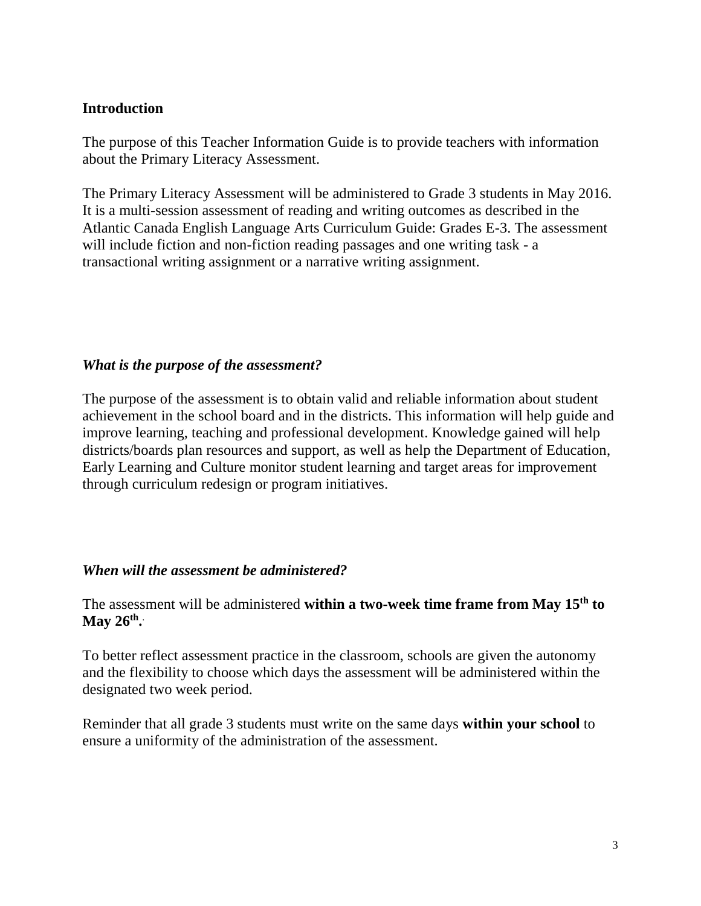## Introduction

The purpose of this Teacher Information Guide is to provide teachers with information about the Primary Literacy Assessment.

The Primary Literacy Assessment will be administered to Grade 3 students in May 2016. It is a multi-session assessment of reading and writing outcomes as described in the Atlantic Canada English Language Arts Curriculum Guide: Grades E-3. The assessment will include fiction and non-fiction reading passages and one writing task - a transactional writing assignment or a narrative writing assignment.

### *What is the purpose of the assessment?*

The purpose of the assessment is to obtain valid and reliable information about student achievement in the school board and in the districts. This information will help guide and improve learning, teaching and professional development. Knowledge gained will help districts/boards plan resources and support, as well as help the Department of Education, Early Learning and Culture monitor student learning and target areas for improvement through curriculum redesign or program initiatives.

### *When will the assessment be administered?*

The assessment will be administered **within a two-week time frame from May 15th to May 26th.**

To better reflect assessment practice in the classroom, schools are given the autonomy and the flexibility to choose which days the assessment will be administered within the designated two week period.

Reminder that all grade 3 students must write on the same days **within your school** to ensure a uniformity of the administration of the assessment.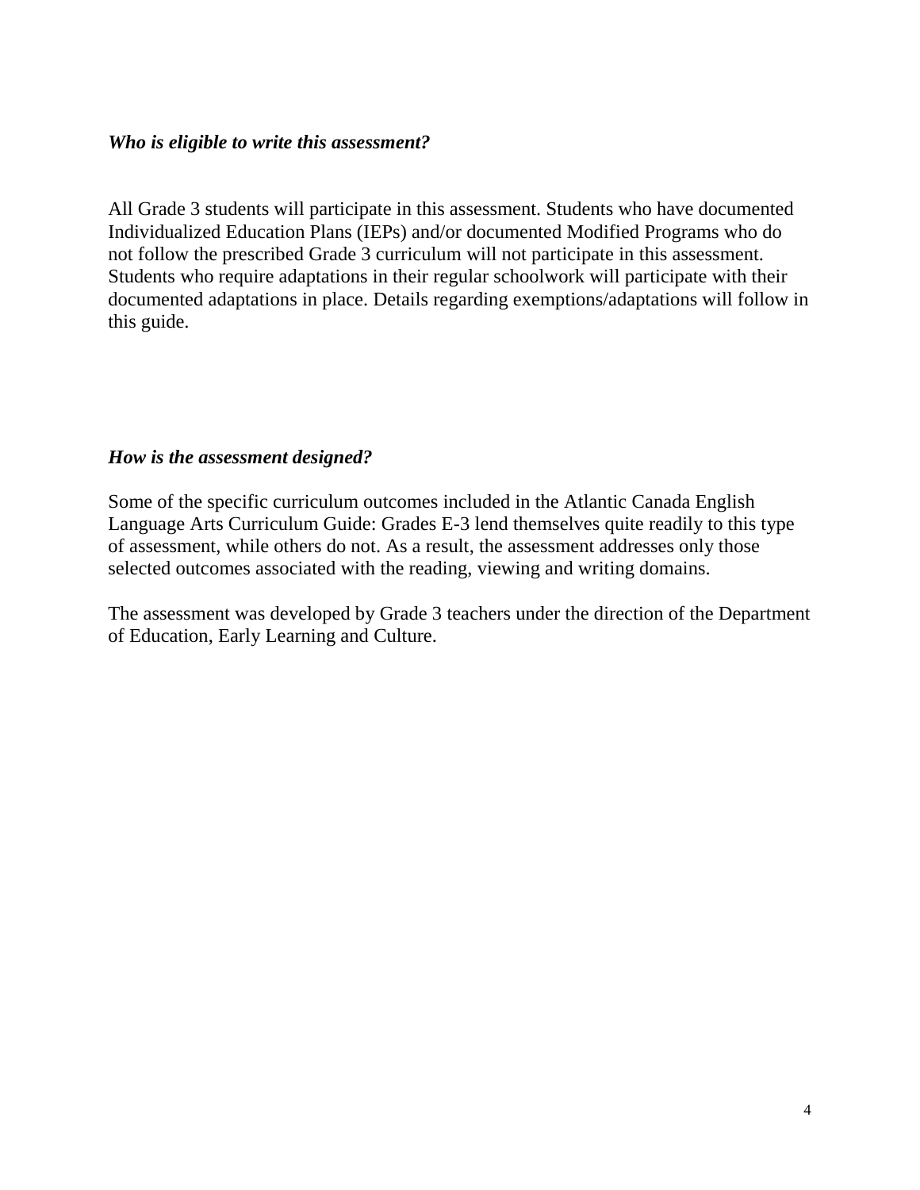***Who is eligible to write this assessment?***

All Grade 3 students will participate in this assessment. Students who have documented Individualized Education Plans (IEPs) and/or documented Modified Programs who do not follow the prescribed Grade 3 curriculum will not participate in this assessment. Students who require adaptations in their regular schoolwork will participate with their documented adaptations in place. Details regarding exemptions/adaptations will follow in this guide.

***How is the assessment designed?***

Some of the specific curriculum outcomes included in the Atlantic Canada English Language Arts Curriculum Guide: Grades E-3 lend themselves quite readily to this type of assessment, while others do not. As a result, the assessment addresses only those selected outcomes associated with the reading, viewing and writing domains.

The assessment was developed by Grade 3 teachers under the direction of the Department of Education, Early Learning and Culture.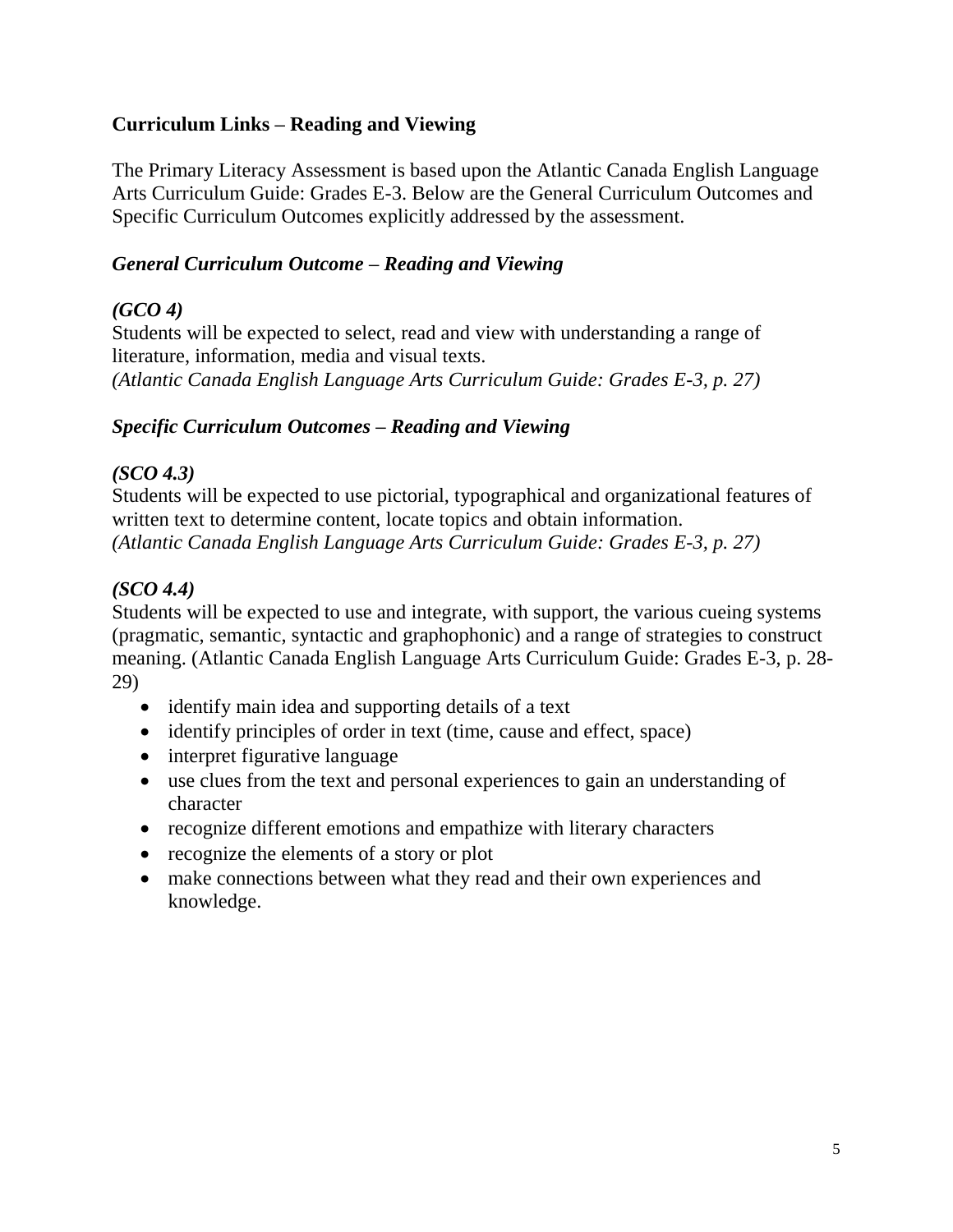## Curriculum Links – Reading and Viewing

The Primary Literacy Assessment is based upon the Atlantic Canada English Language Arts Curriculum Guide: Grades E-3. Below are the General Curriculum Outcomes and Specific Curriculum Outcomes explicitly addressed by the assessment.

### *General Curriculum Outcome – Reading and Viewing*

***(GCO 4)***
Students will be expected to select, read and view with understanding a range of literature, information, media and visual texts.
*(Atlantic Canada English Language Arts Curriculum Guide: Grades E-3, p. 27)*

### *Specific Curriculum Outcomes – Reading and Viewing*

***(SCO 4.3)***
Students will be expected to use pictorial, typographical and organizational features of written text to determine content, locate topics and obtain information.
*(Atlantic Canada English Language Arts Curriculum Guide: Grades E-3, p. 27)*

***(SCO 4.4)***
Students will be expected to use and integrate, with support, the various cueing systems (pragmatic, semantic, syntactic and graphophonic) and a range of strategies to construct meaning. (Atlantic Canada English Language Arts Curriculum Guide: Grades E-3, p. 28-29)

- identify main idea and supporting details of a text
- identify principles of order in text (time, cause and effect, space)
- interpret figurative language
- use clues from the text and personal experiences to gain an understanding of character
- recognize different emotions and empathize with literary characters
- recognize the elements of a story or plot
- make connections between what they read and their own experiences and knowledge.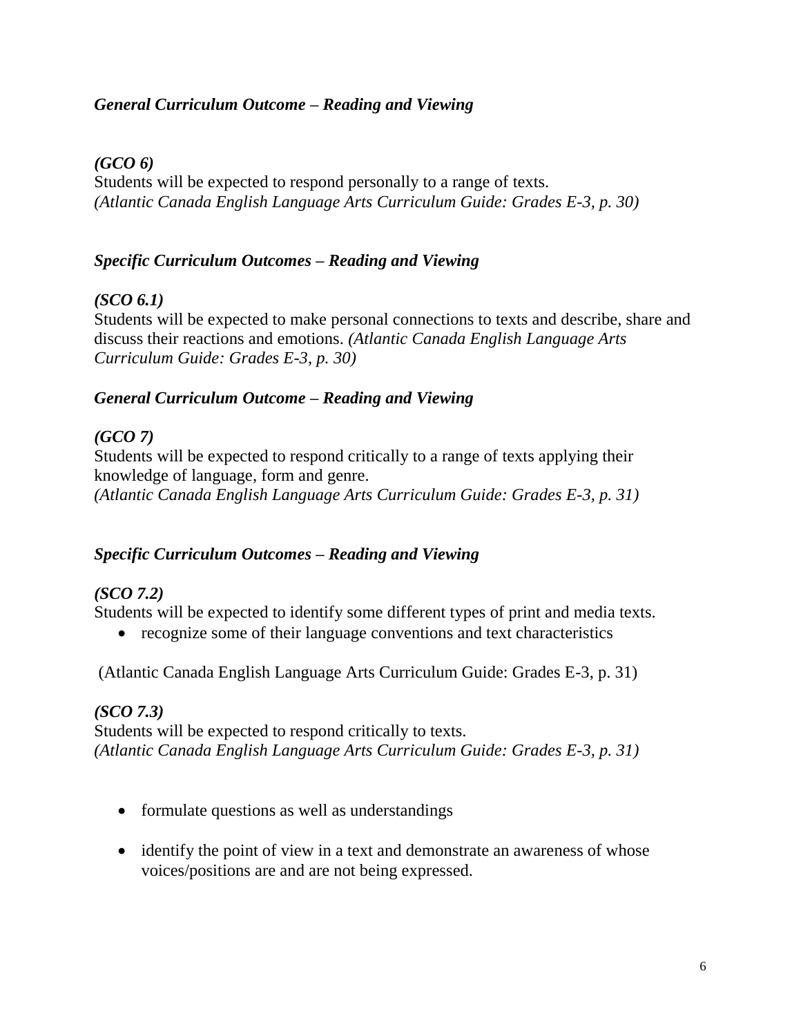### *General Curriculum Outcome – Reading and Viewing*

***(GCO 6)***
Students will be expected to respond personally to a range of texts.
*(Atlantic Canada English Language Arts Curriculum Guide: Grades E-3, p. 30)*

### *Specific Curriculum Outcomes – Reading and Viewing*

***(SCO 6.1)***
Students will be expected to make personal connections to texts and describe, share and discuss their reactions and emotions. *(Atlantic Canada English Language Arts Curriculum Guide: Grades E-3, p. 30)*

### *General Curriculum Outcome – Reading and Viewing*

***(GCO 7)***
Students will be expected to respond critically to a range of texts applying their knowledge of language, form and genre.
*(Atlantic Canada English Language Arts Curriculum Guide: Grades E-3, p. 31)*

### *Specific Curriculum Outcomes – Reading and Viewing*

***(SCO 7.2)***
Students will be expected to identify some different types of print and media texts.

- recognize some of their language conventions and text characteristics

(Atlantic Canada English Language Arts Curriculum Guide: Grades E-3, p. 31)

***(SCO 7.3)***
Students will be expected to respond critically to texts.
*(Atlantic Canada English Language Arts Curriculum Guide: Grades E-3, p. 31)*

- formulate questions as well as understandings
- identify the point of view in a text and demonstrate an awareness of whose voices/positions are and are not being expressed.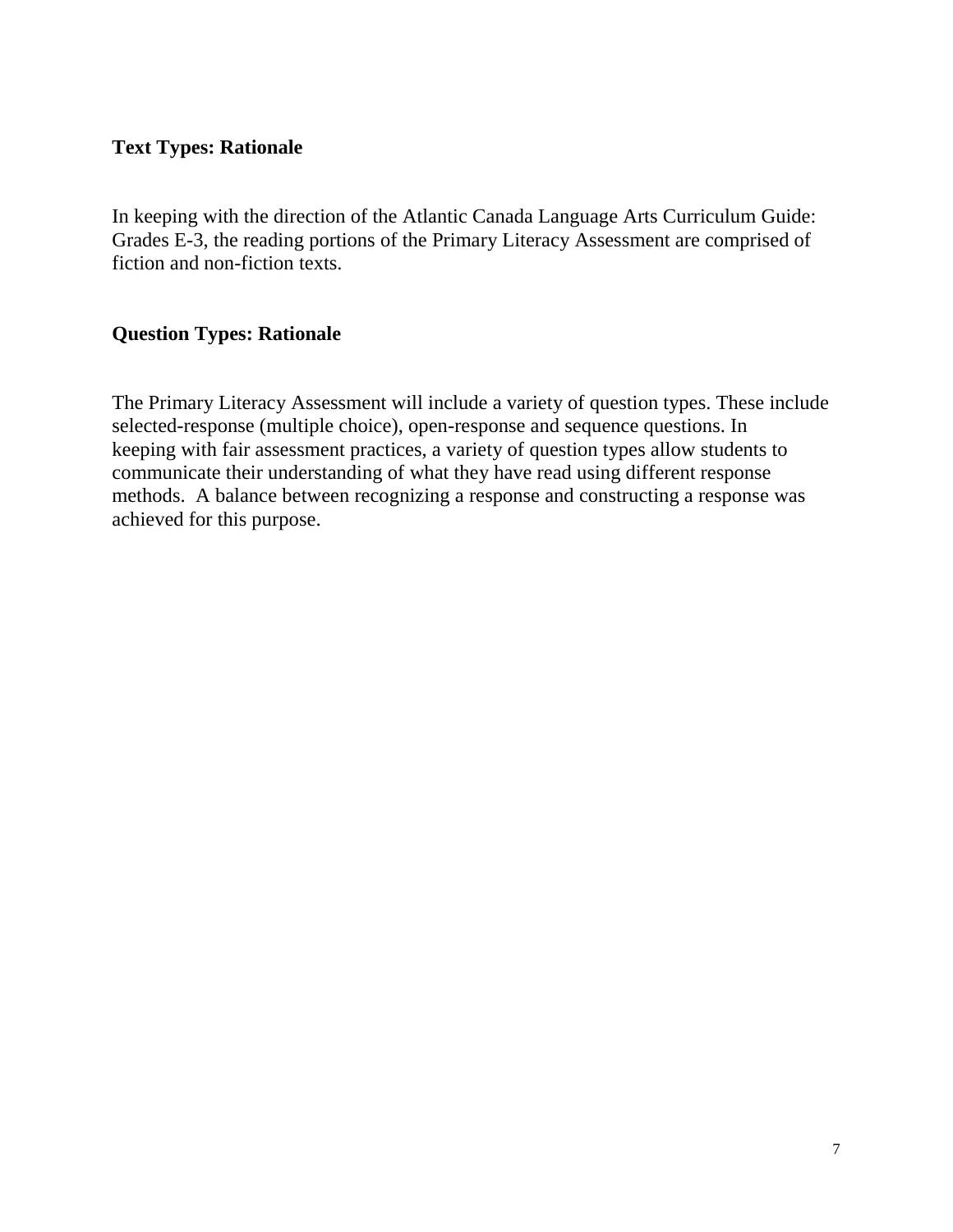## Text Types: Rationale

In keeping with the direction of the Atlantic Canada Language Arts Curriculum Guide: Grades E-3, the reading portions of the Primary Literacy Assessment are comprised of fiction and non-fiction texts.

## Question Types: Rationale

The Primary Literacy Assessment will include a variety of question types. These include selected-response (multiple choice), open-response and sequence questions. In keeping with fair assessment practices, a variety of question types allow students to communicate their understanding of what they have read using different response methods. A balance between recognizing a response and constructing a response was achieved for this purpose.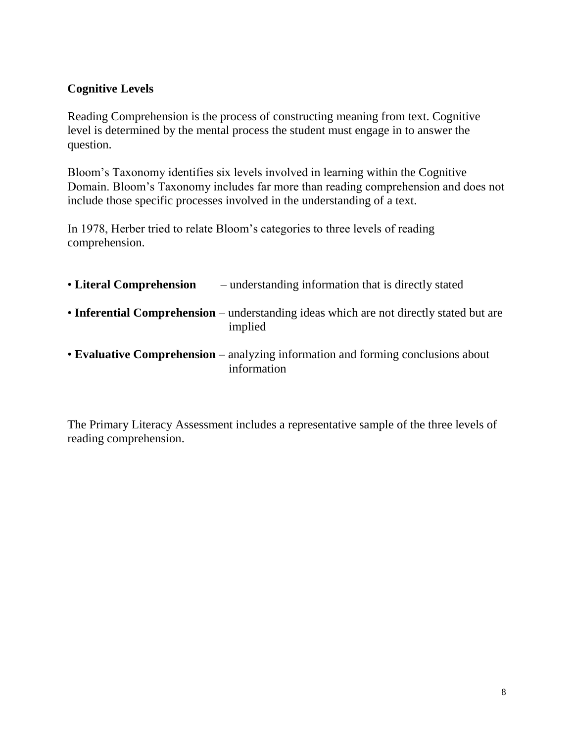**Cognitive Levels**

Reading Comprehension is the process of constructing meaning from text. Cognitive level is determined by the mental process the student must engage in to answer the question.

Bloom's Taxonomy identifies six levels involved in learning within the Cognitive Domain. Bloom's Taxonomy includes far more than reading comprehension and does not include those specific processes involved in the understanding of a text.

In 1978, Herber tried to relate Bloom's categories to three levels of reading comprehension.

- **Literal Comprehension** – understanding information that is directly stated
- **Inferential Comprehension** – understanding ideas which are not directly stated but are implied
- **Evaluative Comprehension** – analyzing information and forming conclusions about information

The Primary Literacy Assessment includes a representative sample of the three levels of reading comprehension.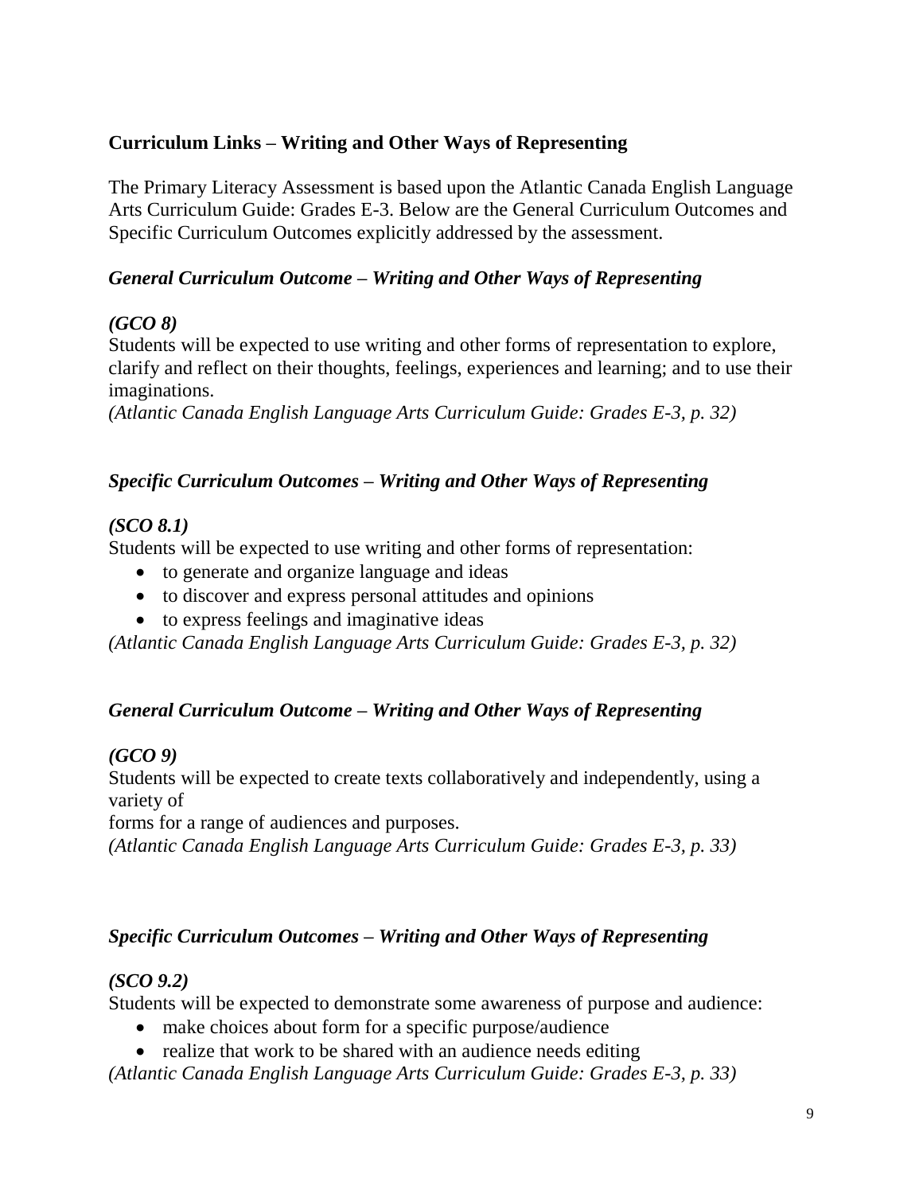## Curriculum Links – Writing and Other Ways of Representing

The Primary Literacy Assessment is based upon the Atlantic Canada English Language Arts Curriculum Guide: Grades E-3. Below are the General Curriculum Outcomes and Specific Curriculum Outcomes explicitly addressed by the assessment.

### *General Curriculum Outcome – Writing and Other Ways of Representing*

***(GCO 8)***

Students will be expected to use writing and other forms of representation to explore, clarify and reflect on their thoughts, feelings, experiences and learning; and to use their imaginations.

*(Atlantic Canada English Language Arts Curriculum Guide: Grades E-3, p. 32)*

### *Specific Curriculum Outcomes – Writing and Other Ways of Representing*

***(SCO 8.1)***

Students will be expected to use writing and other forms of representation:

- to generate and organize language and ideas
- to discover and express personal attitudes and opinions
- to express feelings and imaginative ideas

*(Atlantic Canada English Language Arts Curriculum Guide: Grades E-3, p. 32)*

### *General Curriculum Outcome – Writing and Other Ways of Representing*

***(GCO 9)***

Students will be expected to create texts collaboratively and independently, using a variety of forms for a range of audiences and purposes.

*(Atlantic Canada English Language Arts Curriculum Guide: Grades E-3, p. 33)*

### *Specific Curriculum Outcomes – Writing and Other Ways of Representing*

***(SCO 9.2)***

Students will be expected to demonstrate some awareness of purpose and audience:

- make choices about form for a specific purpose/audience
- realize that work to be shared with an audience needs editing

*(Atlantic Canada English Language Arts Curriculum Guide: Grades E-3, p. 33)*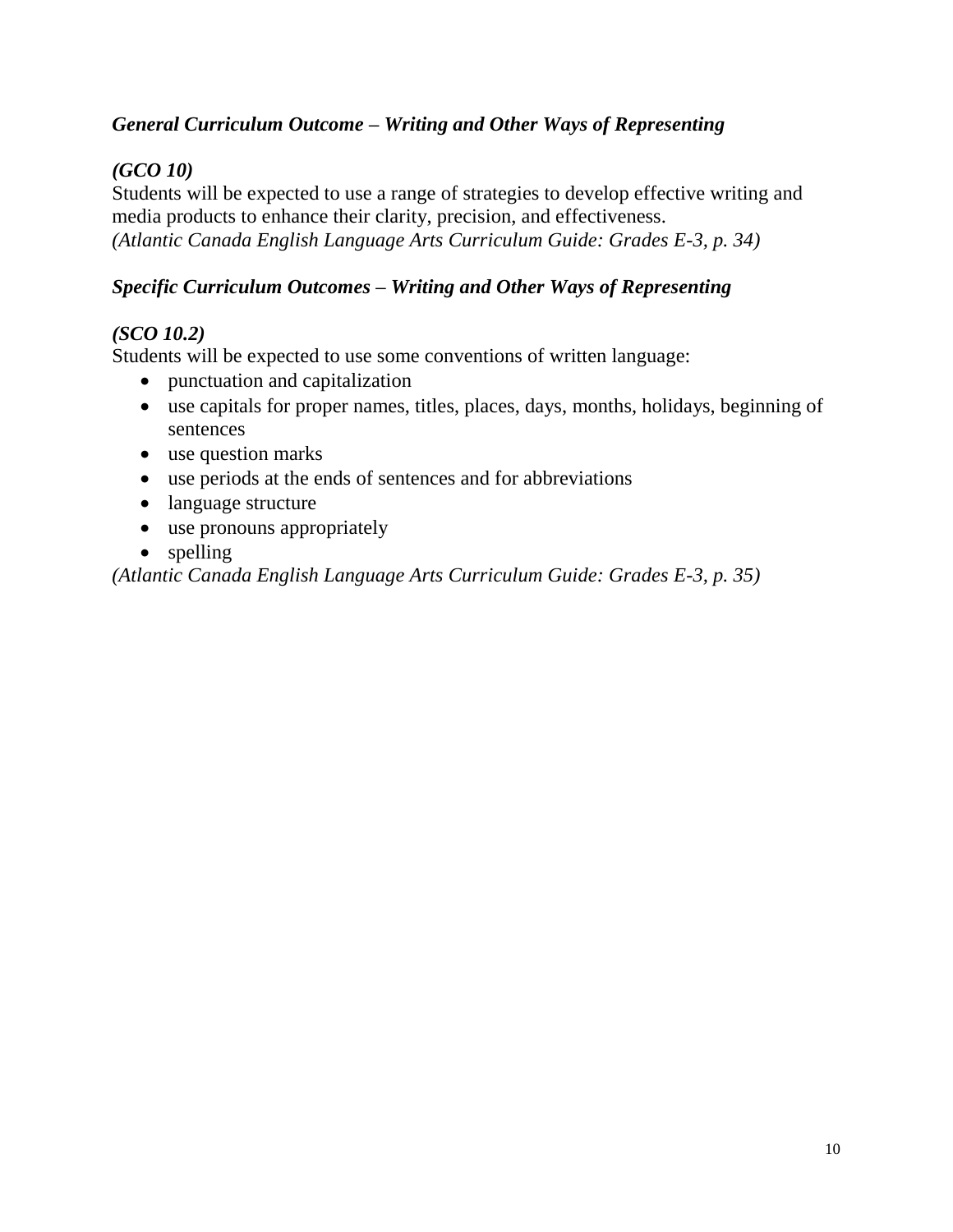***General Curriculum Outcome – Writing and Other Ways of Representing***

***(GCO 10)***

Students will be expected to use a range of strategies to develop effective writing and media products to enhance their clarity, precision, and effectiveness.
*(Atlantic Canada English Language Arts Curriculum Guide: Grades E-3, p. 34)*

***Specific Curriculum Outcomes – Writing and Other Ways of Representing***

***(SCO 10.2)***

Students will be expected to use some conventions of written language:

- punctuation and capitalization
- use capitals for proper names, titles, places, days, months, holidays, beginning of sentences
- use question marks
- use periods at the ends of sentences and for abbreviations
- language structure
- use pronouns appropriately
- spelling

*(Atlantic Canada English Language Arts Curriculum Guide: Grades E-3, p. 35)*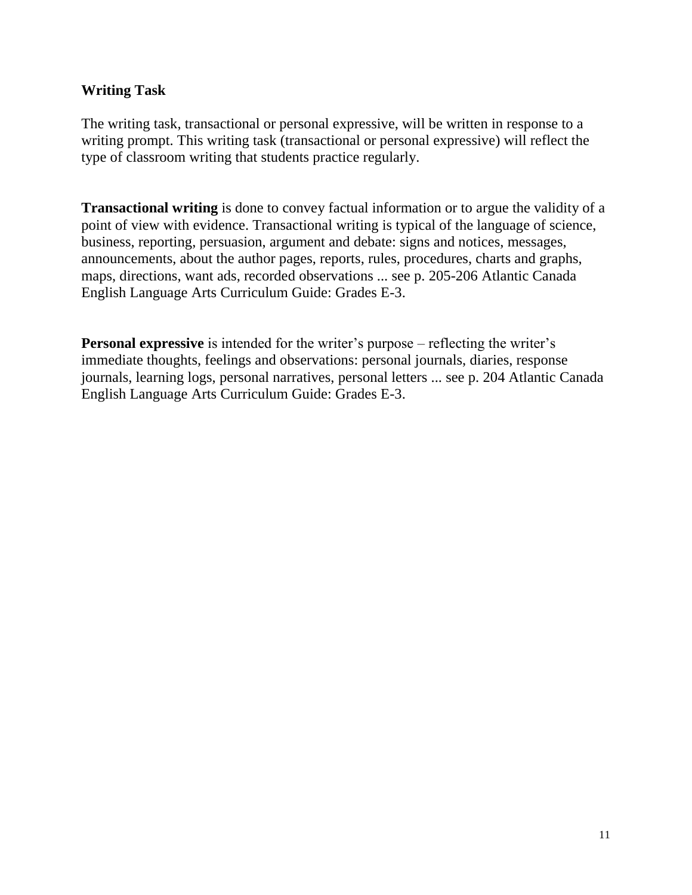### Writing Task

The writing task, transactional or personal expressive, will be written in response to a writing prompt. This writing task (transactional or personal expressive) will reflect the type of classroom writing that students practice regularly.

**Transactional writing** is done to convey factual information or to argue the validity of a point of view with evidence. Transactional writing is typical of the language of science, business, reporting, persuasion, argument and debate: signs and notices, messages, announcements, about the author pages, reports, rules, procedures, charts and graphs, maps, directions, want ads, recorded observations ... see p. 205-206 Atlantic Canada English Language Arts Curriculum Guide: Grades E-3.

**Personal expressive** is intended for the writer's purpose – reflecting the writer's immediate thoughts, feelings and observations: personal journals, diaries, response journals, learning logs, personal narratives, personal letters ... see p. 204 Atlantic Canada English Language Arts Curriculum Guide: Grades E-3.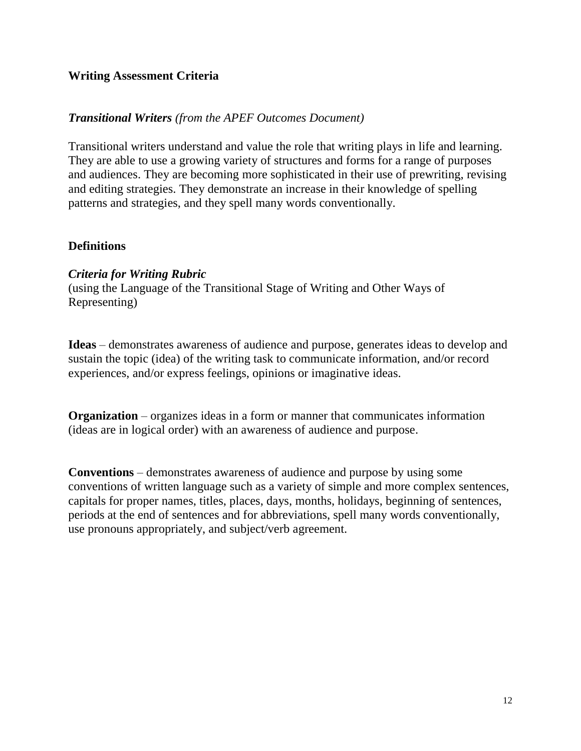## Writing Assessment Criteria

### ***Transitional Writers*** *(from the APEF Outcomes Document)*

Transitional writers understand and value the role that writing plays in life and learning. They are able to use a growing variety of structures and forms for a range of purposes and audiences. They are becoming more sophisticated in their use of prewriting, revising and editing strategies. They demonstrate an increase in their knowledge of spelling patterns and strategies, and they spell many words conventionally.

## Definitions

### ***Criteria for Writing Rubric***

(using the Language of the Transitional Stage of Writing and Other Ways of Representing)

**Ideas** – demonstrates awareness of audience and purpose, generates ideas to develop and sustain the topic (idea) of the writing task to communicate information, and/or record experiences, and/or express feelings, opinions or imaginative ideas.

**Organization** – organizes ideas in a form or manner that communicates information (ideas are in logical order) with an awareness of audience and purpose.

**Conventions** – demonstrates awareness of audience and purpose by using some conventions of written language such as a variety of simple and more complex sentences, capitals for proper names, titles, places, days, months, holidays, beginning of sentences, periods at the end of sentences and for abbreviations, spell many words conventionally, use pronouns appropriately, and subject/verb agreement.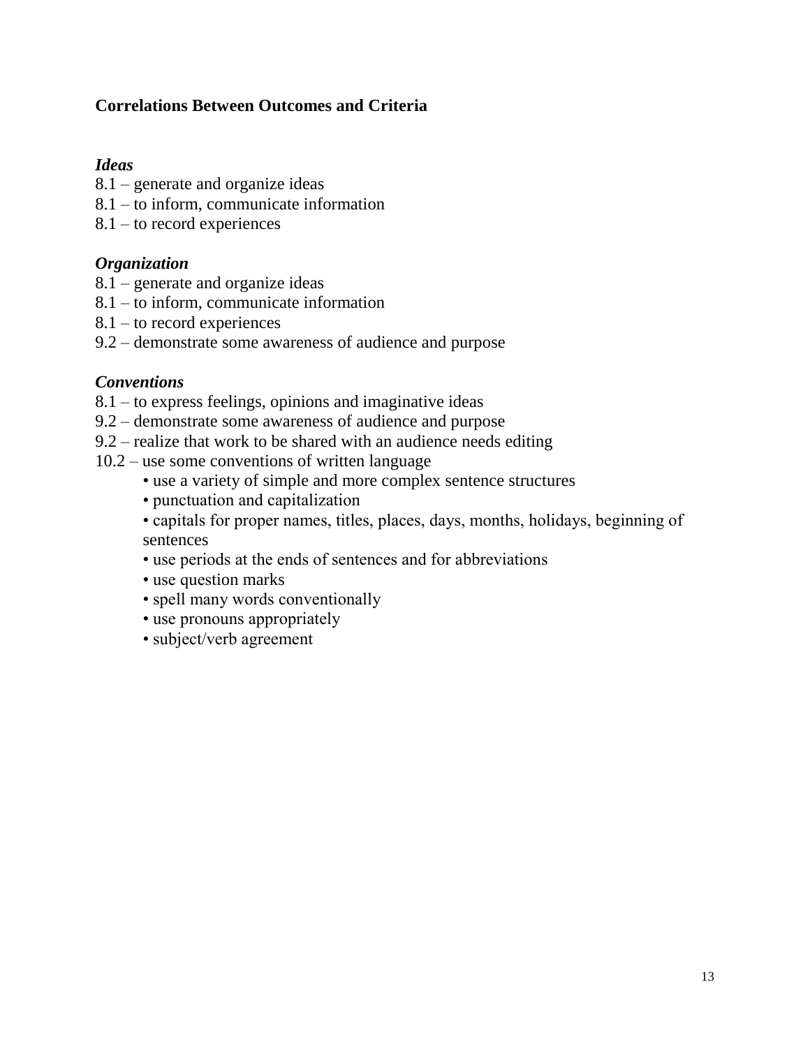**Correlations Between Outcomes and Criteria**

***Ideas***

8.1 – generate and organize ideas
8.1 – to inform, communicate information
8.1 – to record experiences

***Organization***

8.1 – generate and organize ideas
8.1 – to inform, communicate information
8.1 – to record experiences
9.2 – demonstrate some awareness of audience and purpose

***Conventions***

8.1 – to express feelings, opinions and imaginative ideas
9.2 – demonstrate some awareness of audience and purpose
9.2 – realize that work to be shared with an audience needs editing
10.2 – use some conventions of written language

- use a variety of simple and more complex sentence structures
- punctuation and capitalization
- capitals for proper names, titles, places, days, months, holidays, beginning of sentences
- use periods at the ends of sentences and for abbreviations
- use question marks
- spell many words conventionally
- use pronouns appropriately
- subject/verb agreement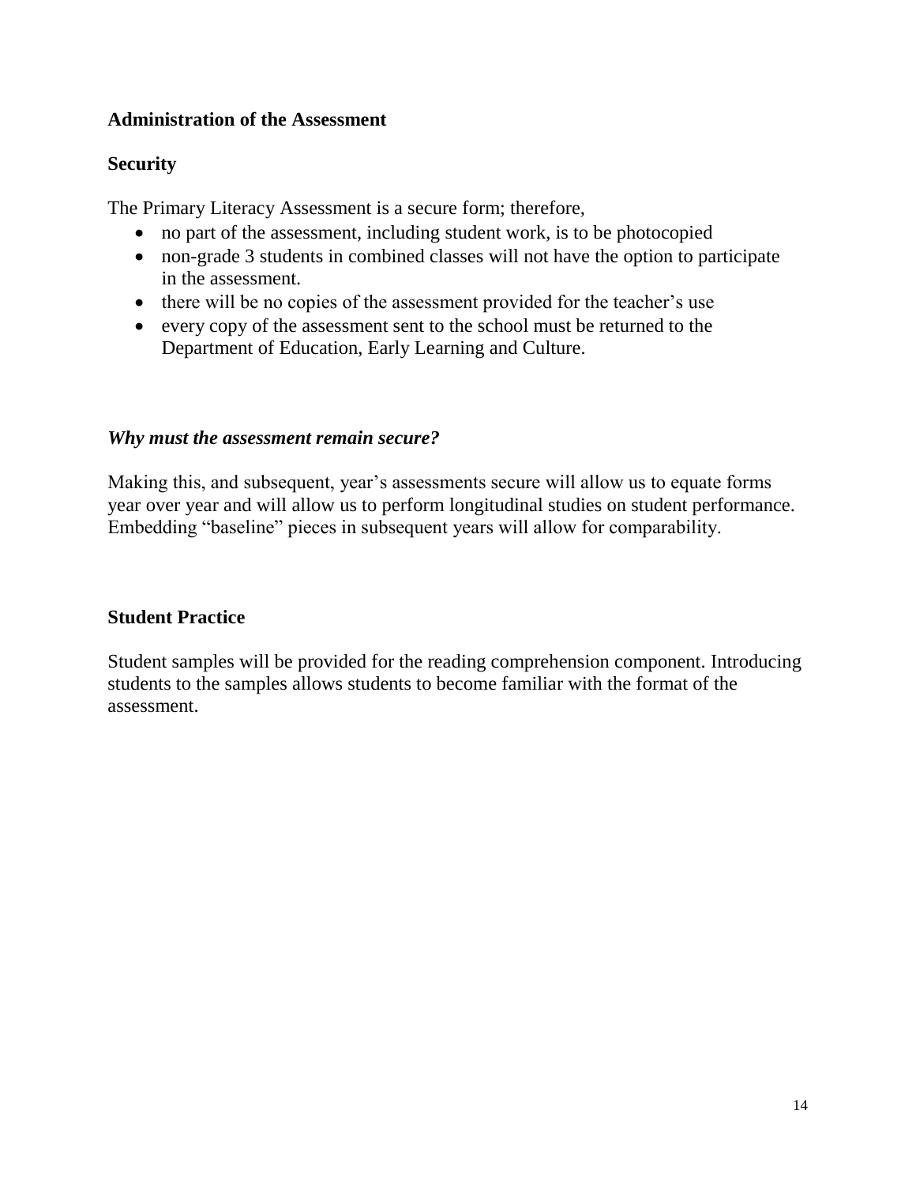## Administration of the Assessment

### Security

The Primary Literacy Assessment is a secure form; therefore,

- no part of the assessment, including student work, is to be photocopied
- non-grade 3 students in combined classes will not have the option to participate in the assessment.
- there will be no copies of the assessment provided for the teacher's use
- every copy of the assessment sent to the school must be returned to the Department of Education, Early Learning and Culture.

### *Why must the assessment remain secure?*

Making this, and subsequent, year's assessments secure will allow us to equate forms year over year and will allow us to perform longitudinal studies on student performance. Embedding "baseline" pieces in subsequent years will allow for comparability.

### Student Practice

Student samples will be provided for the reading comprehension component. Introducing students to the samples allows students to become familiar with the format of the assessment.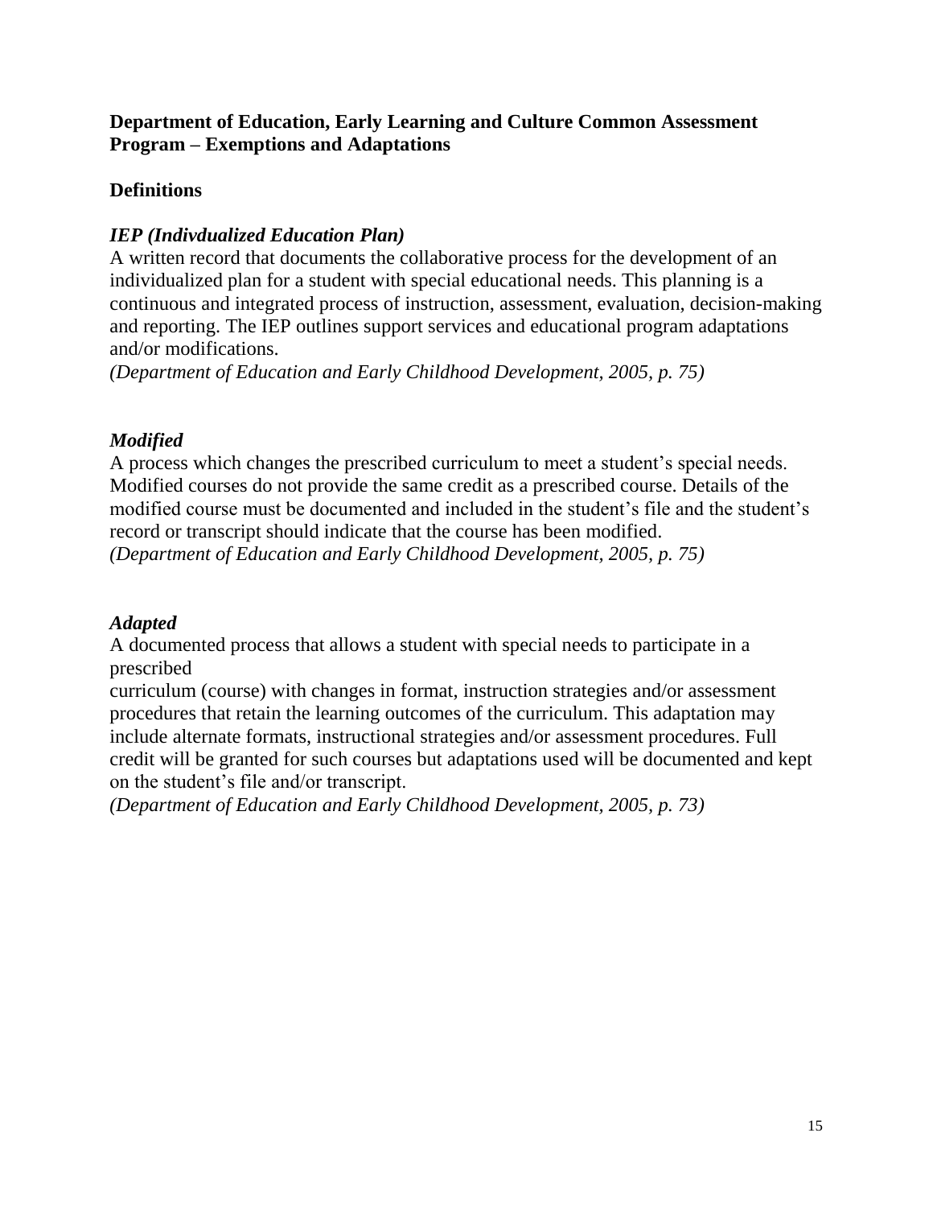**Department of Education, Early Learning and Culture Common Assessment Program – Exemptions and Adaptations**

## Definitions

### *IEP (Indivdualized Education Plan)*

A written record that documents the collaborative process for the development of an individualized plan for a student with special educational needs. This planning is a continuous and integrated process of instruction, assessment, evaluation, decision-making and reporting. The IEP outlines support services and educational program adaptations and/or modifications.
*(Department of Education and Early Childhood Development, 2005, p. 75)*

### *Modified*

A process which changes the prescribed curriculum to meet a student's special needs. Modified courses do not provide the same credit as a prescribed course. Details of the modified course must be documented and included in the student's file and the student's record or transcript should indicate that the course has been modified.
*(Department of Education and Early Childhood Development, 2005, p. 75)*

### *Adapted*

A documented process that allows a student with special needs to participate in a prescribed curriculum (course) with changes in format, instruction strategies and/or assessment procedures that retain the learning outcomes of the curriculum. This adaptation may include alternate formats, instructional strategies and/or assessment procedures. Full credit will be granted for such courses but adaptations used will be documented and kept on the student's file and/or transcript.
*(Department of Education and Early Childhood Development, 2005, p. 73)*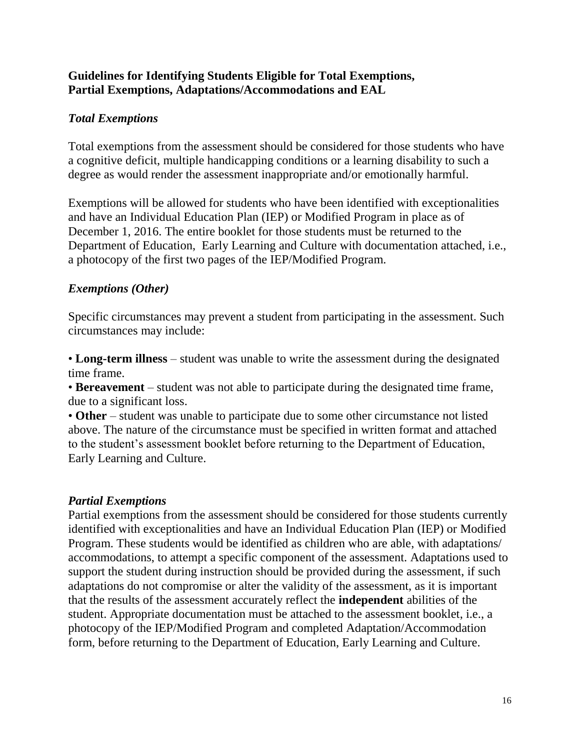**Guidelines for Identifying Students Eligible for Total Exemptions, Partial Exemptions, Adaptations/Accommodations and EAL**

### *Total Exemptions*

Total exemptions from the assessment should be considered for those students who have a cognitive deficit, multiple handicapping conditions or a learning disability to such a degree as would render the assessment inappropriate and/or emotionally harmful.

Exemptions will be allowed for students who have been identified with exceptionalities and have an Individual Education Plan (IEP) or Modified Program in place as of December 1, 2016. The entire booklet for those students must be returned to the Department of Education, Early Learning and Culture with documentation attached, i.e., a photocopy of the first two pages of the IEP/Modified Program.

### *Exemptions (Other)*

Specific circumstances may prevent a student from participating in the assessment. Such circumstances may include:

- **Long-term illness** – student was unable to write the assessment during the designated time frame.
- **Bereavement** – student was not able to participate during the designated time frame, due to a significant loss.
- **Other** – student was unable to participate due to some other circumstance not listed above. The nature of the circumstance must be specified in written format and attached to the student's assessment booklet before returning to the Department of Education, Early Learning and Culture.

### *Partial Exemptions*

Partial exemptions from the assessment should be considered for those students currently identified with exceptionalities and have an Individual Education Plan (IEP) or Modified Program. These students would be identified as children who are able, with adaptations/ accommodations, to attempt a specific component of the assessment. Adaptations used to support the student during instruction should be provided during the assessment, if such adaptations do not compromise or alter the validity of the assessment, as it is important that the results of the assessment accurately reflect the **independent** abilities of the student. Appropriate documentation must be attached to the assessment booklet, i.e., a photocopy of the IEP/Modified Program and completed Adaptation/Accommodation form, before returning to the Department of Education, Early Learning and Culture.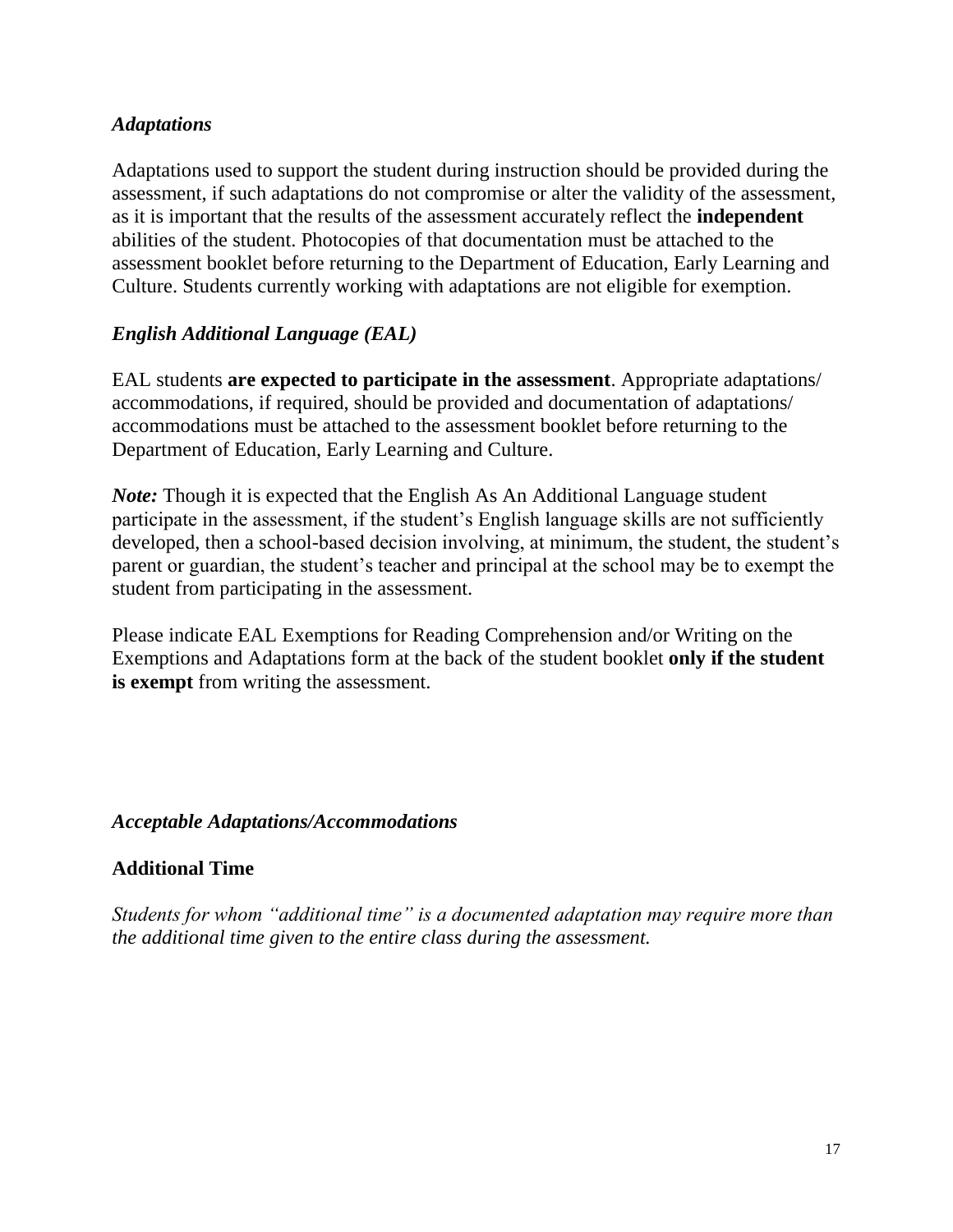### *Adaptations*

Adaptations used to support the student during instruction should be provided during the assessment, if such adaptations do not compromise or alter the validity of the assessment, as it is important that the results of the assessment accurately reflect the **independent** abilities of the student. Photocopies of that documentation must be attached to the assessment booklet before returning to the Department of Education, Early Learning and Culture. Students currently working with adaptations are not eligible for exemption.

### *English Additional Language (EAL)*

EAL students **are expected to participate in the assessment**. Appropriate adaptations/ accommodations, if required, should be provided and documentation of adaptations/ accommodations must be attached to the assessment booklet before returning to the Department of Education, Early Learning and Culture.

***Note:*** Though it is expected that the English As An Additional Language student participate in the assessment, if the student's English language skills are not sufficiently developed, then a school-based decision involving, at minimum, the student, the student's parent or guardian, the student's teacher and principal at the school may be to exempt the student from participating in the assessment.

Please indicate EAL Exemptions for Reading Comprehension and/or Writing on the Exemptions and Adaptations form at the back of the student booklet **only if the student is exempt** from writing the assessment.

### *Acceptable Adaptations/Accommodations*

#### Additional Time

*Students for whom "additional time" is a documented adaptation may require more than the additional time given to the entire class during the assessment.*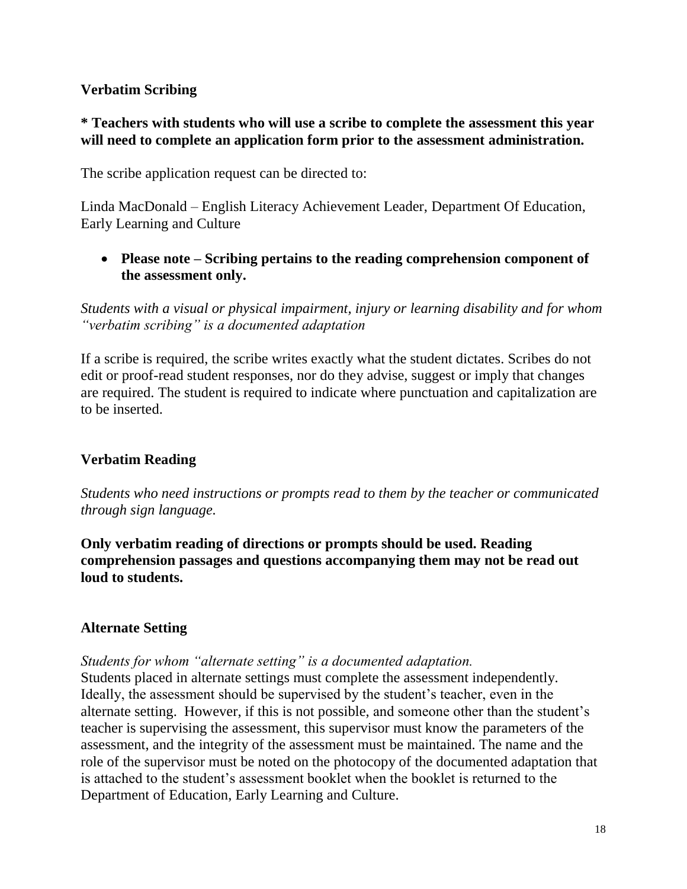### Verbatim Scribing

**\* Teachers with students who will use a scribe to complete the assessment this year will need to complete an application form prior to the assessment administration.**

The scribe application request can be directed to:

Linda MacDonald – English Literacy Achievement Leader, Department Of Education, Early Learning and Culture

- **Please note – Scribing pertains to the reading comprehension component of the assessment only.**

*Students with a visual or physical impairment, injury or learning disability and for whom "verbatim scribing" is a documented adaptation*

If a scribe is required, the scribe writes exactly what the student dictates. Scribes do not edit or proof-read student responses, nor do they advise, suggest or imply that changes are required. The student is required to indicate where punctuation and capitalization are to be inserted.

### Verbatim Reading

*Students who need instructions or prompts read to them by the teacher or communicated through sign language.*

**Only verbatim reading of directions or prompts should be used. Reading comprehension passages and questions accompanying them may not be read out loud to students.**

### Alternate Setting

*Students for whom "alternate setting" is a documented adaptation.*
Students placed in alternate settings must complete the assessment independently. Ideally, the assessment should be supervised by the student's teacher, even in the alternate setting. However, if this is not possible, and someone other than the student's teacher is supervising the assessment, this supervisor must know the parameters of the assessment, and the integrity of the assessment must be maintained. The name and the role of the supervisor must be noted on the photocopy of the documented adaptation that is attached to the student's assessment booklet when the booklet is returned to the Department of Education, Early Learning and Culture.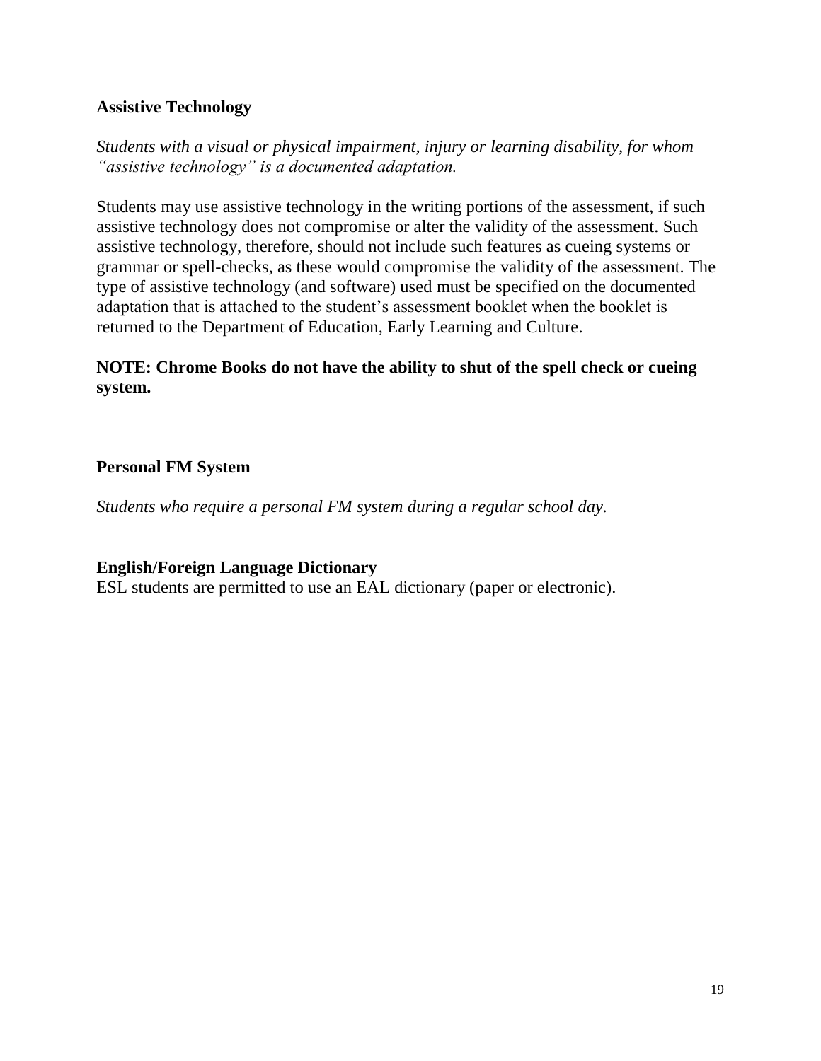**Assistive Technology**

*Students with a visual or physical impairment, injury or learning disability, for whom "assistive technology" is a documented adaptation.*

Students may use assistive technology in the writing portions of the assessment, if such assistive technology does not compromise or alter the validity of the assessment. Such assistive technology, therefore, should not include such features as cueing systems or grammar or spell-checks, as these would compromise the validity of the assessment. The type of assistive technology (and software) used must be specified on the documented adaptation that is attached to the student's assessment booklet when the booklet is returned to the Department of Education, Early Learning and Culture.

**NOTE: Chrome Books do not have the ability to shut of the spell check or cueing system.**

**Personal FM System**

*Students who require a personal FM system during a regular school day.*

**English/Foreign Language Dictionary**

ESL students are permitted to use an EAL dictionary (paper or electronic).